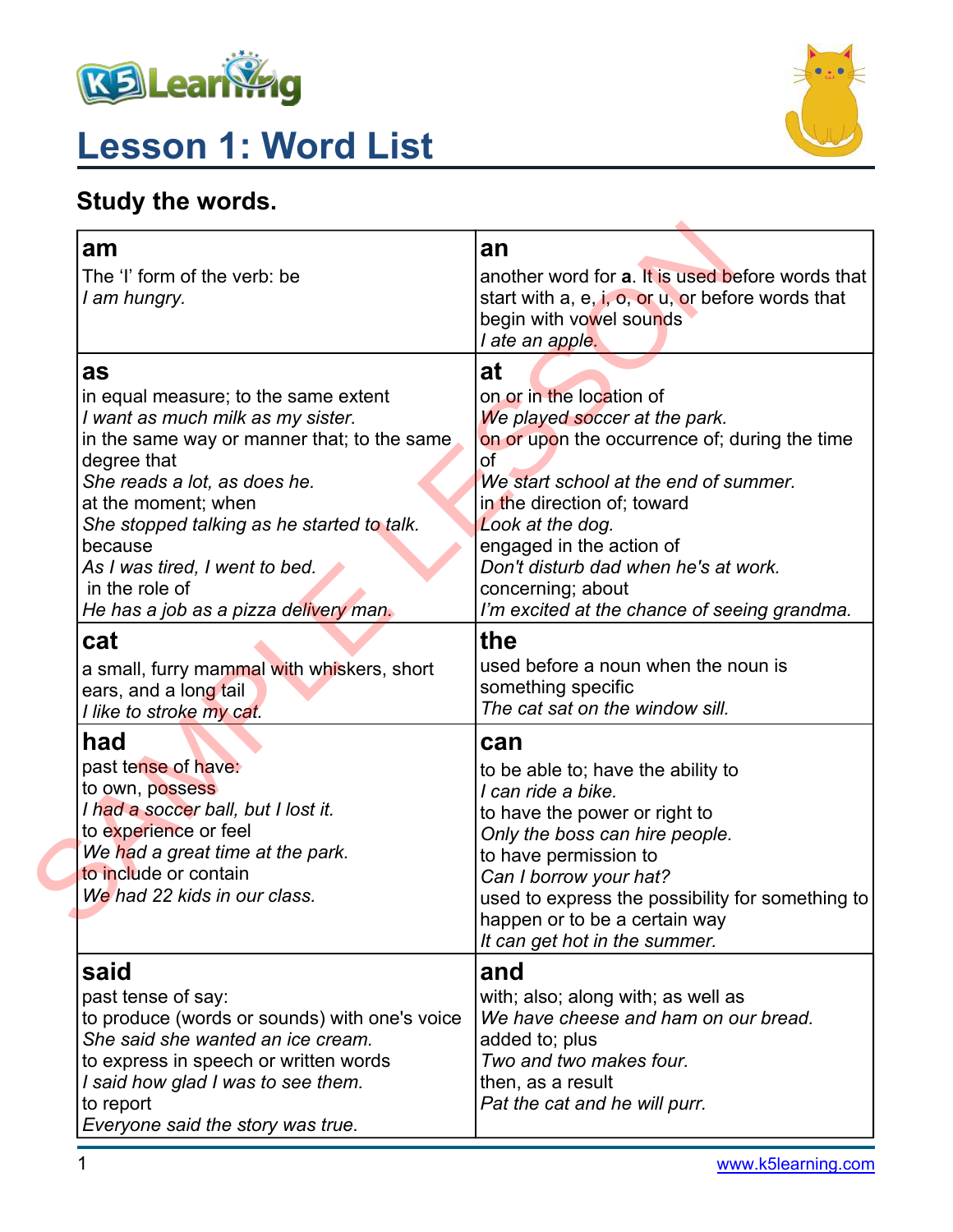# Lesson 1: Word List

## Study the words.

| | |
|---|---|
| **am**<br>The 'I' form of the verb: be<br>*I am hungry.* | **an**<br>another word for **a**. It is used before words that start with a, e, i, o, or u, or before words that begin with vowel sounds<br>*I ate an apple.* |
| **as**<br>in equal measure; to the same extent<br>*I want as much milk as my sister.*<br>in the same way or manner that; to the same degree that<br>*She reads a lot, as does he.*<br>at the moment; when<br>*She stopped talking as he started to talk.*<br>because<br>*As I was tired, I went to bed.*<br>in the role of<br>*He has a job as a pizza delivery man.* | **at**<br>on or in the location of<br>*We played soccer at the park.*<br>on or upon the occurrence of; during the time of<br>*We start school at the end of summer.*<br>in the direction of; toward<br>*Look at the dog.*<br>engaged in the action of<br>*Don't disturb dad when he's at work.*<br>concerning; about<br>*I'm excited at the chance of seeing grandma.* |
| **cat**<br>a small, furry mammal with whiskers, short ears, and a long tail<br>*I like to stroke my cat.* | **the**<br>used before a noun when the noun is something specific<br>*The cat sat on the window sill.* |
| **had**<br>past tense of have:<br>to own, possess<br>*I had a soccer ball, but I lost it.*<br>to experience or feel<br>*We had a great time at the park.*<br>to include or contain<br>*We had 22 kids in our class.* | **can**<br>to be able to; have the ability to<br>*I can ride a bike.*<br>to have the power or right to<br>*Only the boss can hire people.*<br>to have permission to<br>*Can I borrow your hat?*<br>used to express the possibility for something to happen or to be a certain way<br>*It can get hot in the summer.* |
| **said**<br>past tense of say:<br>to produce (words or sounds) with one's voice<br>*She said she wanted an ice cream.*<br>to express in speech or written words<br>*I said how glad I was to see them.*<br>to report<br>*Everyone said the story was true.* | **and**<br>with; also; along with; as well as<br>*We have cheese and ham on our bread.*<br>added to; plus<br>*Two and two makes four.*<br>then, as a result<br>*Pat the cat and he will purr.* |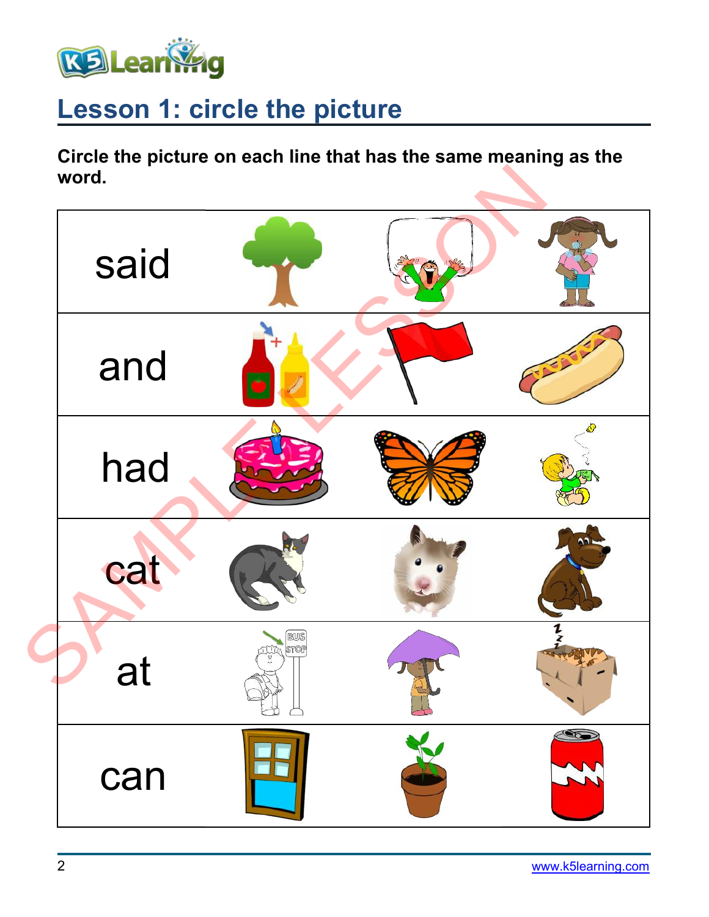## Lesson 1: circle the picture

**Circle the picture on each line that has the same meaning as the word.**

| | | | |
|---|---|---|---|
| said | | | |
| and | | | |
| had | | | |
| cat | | | |
| at | | | |
| can | | | |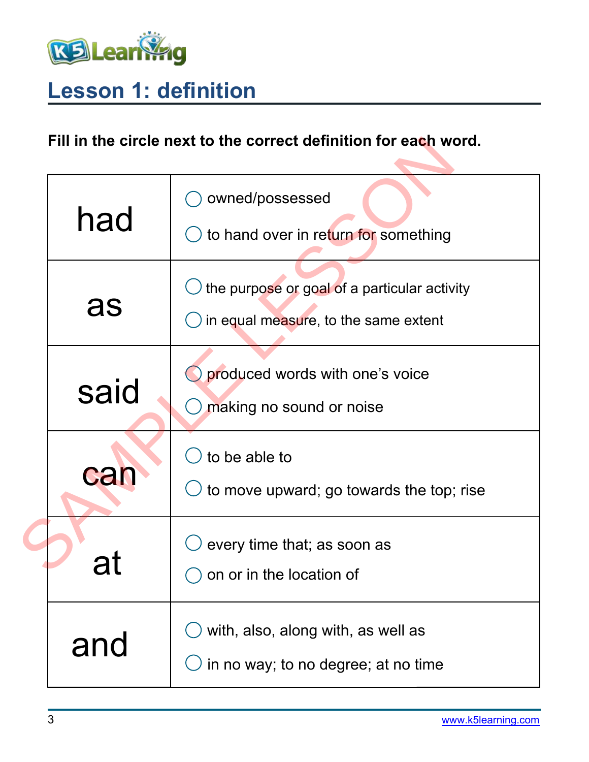# Lesson 1: definition

**Fill in the circle next to the correct definition for each word.**

| | |
|---|---|
| had | ◯ owned/possessed<br>◯ to hand over in return for something |
| as | ◯ the purpose or goal of a particular activity<br>◯ in equal measure, to the same extent |
| said | ◯ produced words with one's voice<br>◯ making no sound or noise |
| can | ◯ to be able to<br>◯ to move upward; go towards the top; rise |
| at | ◯ every time that; as soon as<br>◯ on or in the location of |
| and | ◯ with, also, along with, as well as<br>◯ in no way; to no degree; at no time |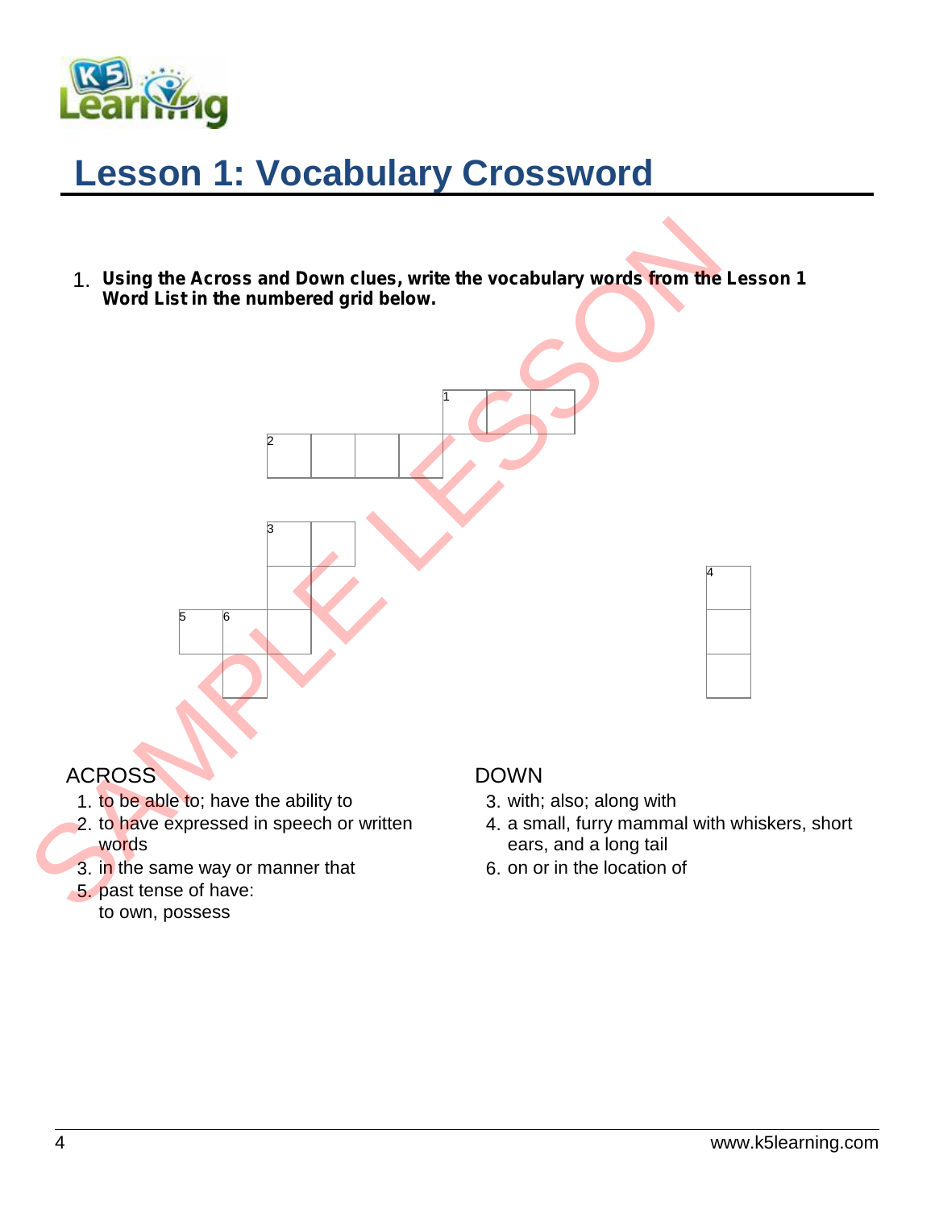# Lesson 1: Vocabulary Crossword

1. **Using the Across and Down clues, write the vocabulary words from the Lesson 1 Word List in the numbered grid below.**

ACROSS

1. to be able to; have the ability to
2. to have expressed in speech or written words
3. in the same way or manner that
5. past tense of have: to own, possess

DOWN

3. with; also; along with
4. a small, furry mammal with whiskers, short ears, and a long tail
6. on or in the location of

SAMPLE LESSON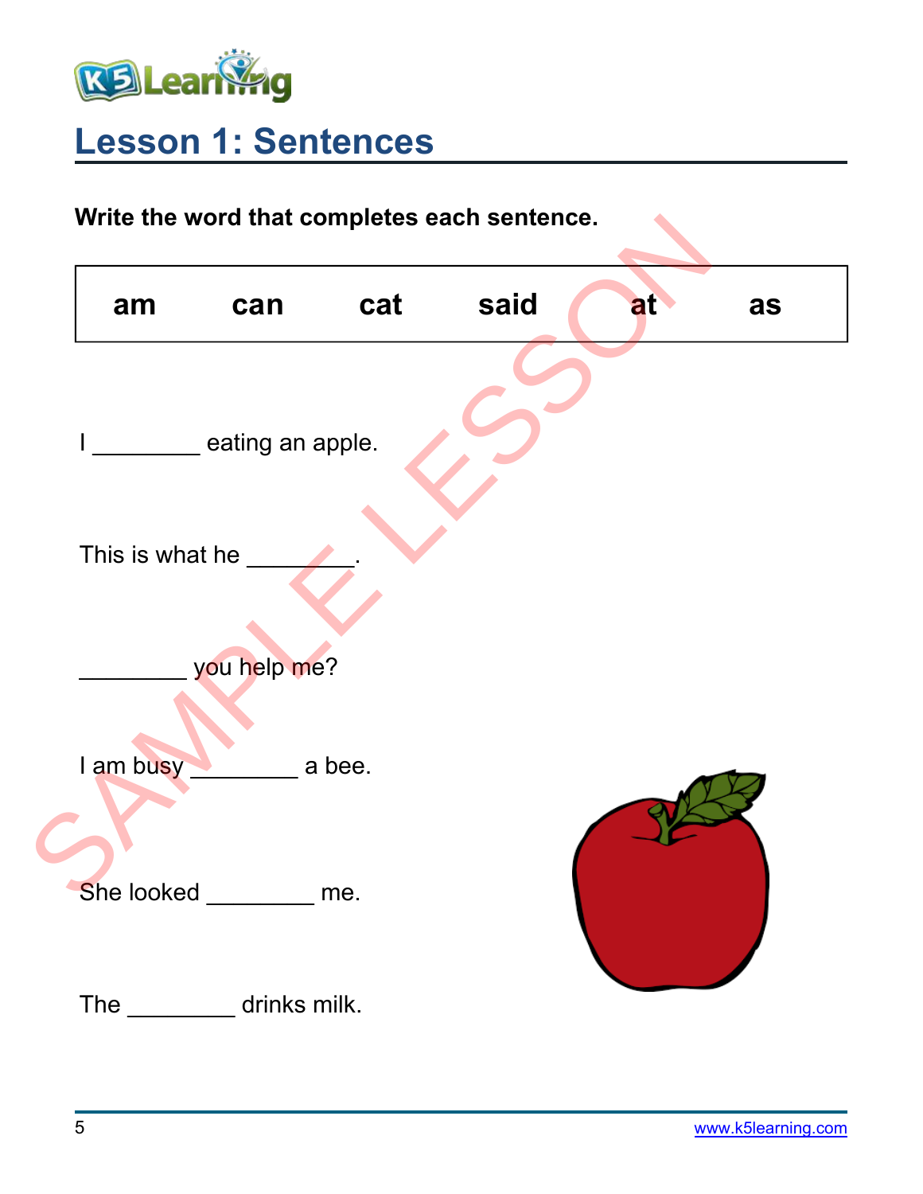## Lesson 1: Sentences

**Write the word that completes each sentence.**

| am | can | cat | said | at | as |
|---|---|---|---|---|---|

I ________ eating an apple.

This is what he ________.

________ you help me?

I am busy ________ a bee.

She looked ________ me.

The ________ drinks milk.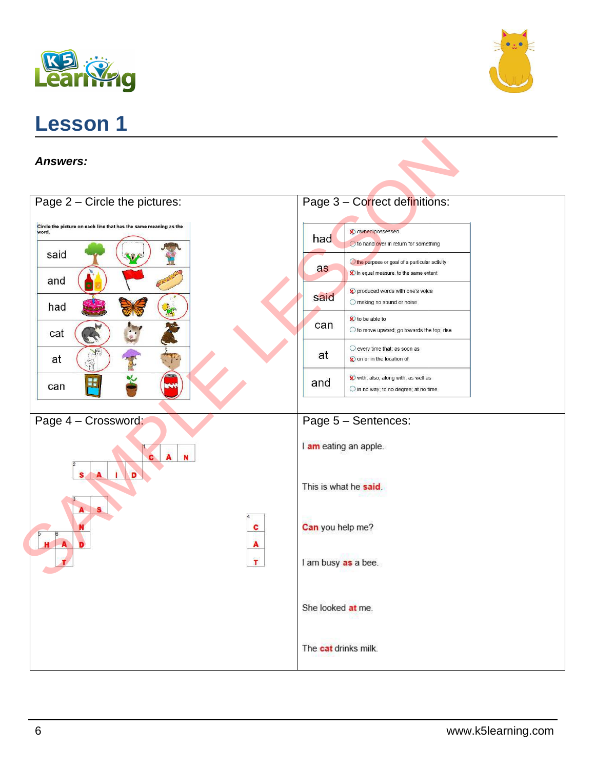# Lesson 1

***Answers:***

Page 2 – Circle the pictures:

Circle the picture on each line that has the same meaning as the word.

| | | | |
|---|---|---|---|
| said | | | |
| and | | | |
| had | | | |
| cat | | | |
| at | | | |
| can | | | |

Page 3 – Correct definitions:

| | |
|---|---|
| had | ☒ owned/possessed<br>○ to hand over in return for something |
| as | ○ the purpose or goal of a particular activity<br>☒ in equal measure, to the same extent |
| said | ☒ produced words with one's voice<br>○ making no sound or noise |
| can | ☒ to be able to<br>○ to move upward; go towards the top; rise |
| at | ○ every time that; as soon as<br>☒ on or in the location of |
| and | ☒ with, also, along with, as well as<br>○ in no way; to no degree; at no time |

Page 4 – Crossword:

1. CAN
2. SAID
3. AS / AND
4. CAT
5. HAD
6. AT

Page 5 – Sentences:

I **am** eating an apple.

This is what he **said**.

**Can** you help me?

I am busy **as** a bee.

She looked **at** me.

The **cat** drinks milk.